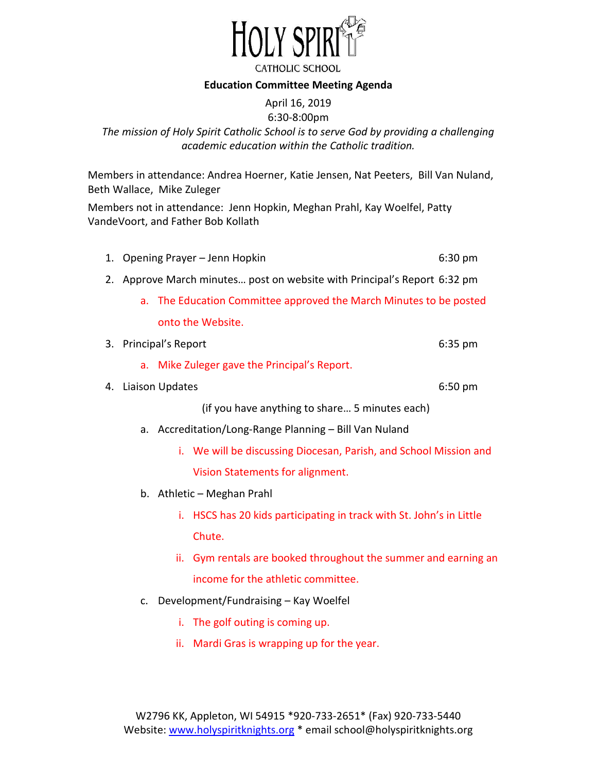# HOLY SPIRIT

CATHOLIC SCHOOL

**Education Committee Meeting Agenda**

April 16, 2019

6:30-8:00pm

*The mission of Holy Spirit Catholic School is to serve God by providing a challenging academic education within the Catholic tradition.*

Members in attendance: Andrea Hoerner, Katie Jensen, Nat Peeters, Bill Van Nuland, Beth Wallace, Mike Zuleger

Members not in attendance: Jenn Hopkin, Meghan Prahl, Kay Woelfel, Patty VandeVoort, and Father Bob Kollath

1. Opening Prayer – Jenn Hopkin 6:30 pm
2. Approve March minutes… post on website with Principal's Report 6:32 pm
   a. The Education Committee approved the March Minutes to be posted onto the Website.
3. Principal's Report 6:35 pm
   a. Mike Zuleger gave the Principal's Report.
4. Liaison Updates 6:50 pm

   (if you have anything to share… 5 minutes each)

   a. Accreditation/Long-Range Planning – Bill Van Nuland
      i. We will be discussing Diocesan, Parish, and School Mission and Vision Statements for alignment.
   b. Athletic – Meghan Prahl
      i. HSCS has 20 kids participating in track with St. John's in Little Chute.
      ii. Gym rentals are booked throughout the summer and earning an income for the athletic committee.
   c. Development/Fundraising – Kay Woelfel
      i. The golf outing is coming up.
      ii. Mardi Gras is wrapping up for the year.

W2796 KK, Appleton, WI 54915 *920-733-2651* (Fax) 920-733-5440
Website: www.holyspiritknights.org * email school@holyspiritknights.org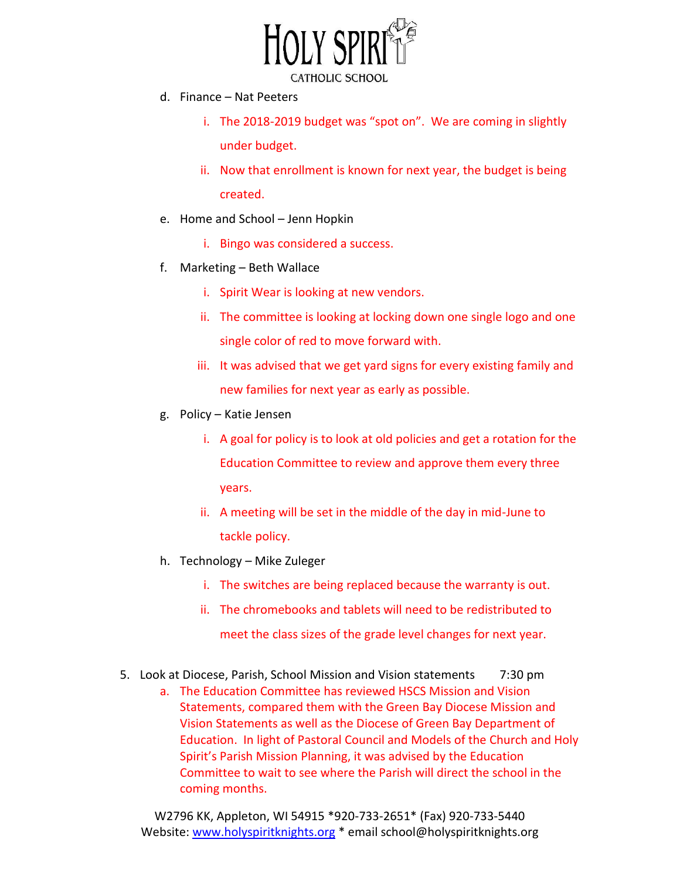d. Finance – Nat Peeters

   i. The 2018-2019 budget was “spot on”. We are coming in slightly under budget.

   ii. Now that enrollment is known for next year, the budget is being created.

e. Home and School – Jenn Hopkin

   i. Bingo was considered a success.

f. Marketing – Beth Wallace

   i. Spirit Wear is looking at new vendors.

   ii. The committee is looking at locking down one single logo and one single color of red to move forward with.

   iii. It was advised that we get yard signs for every existing family and new families for next year as early as possible.

g. Policy – Katie Jensen

   i. A goal for policy is to look at old policies and get a rotation for the Education Committee to review and approve them every three years.

   ii. A meeting will be set in the middle of the day in mid-June to tackle policy.

h. Technology – Mike Zuleger

   i. The switches are being replaced because the warranty is out.

   ii. The chromebooks and tablets will need to be redistributed to meet the class sizes of the grade level changes for next year.

5. Look at Diocese, Parish, School Mission and Vision statements 7:30 pm

   a. The Education Committee has reviewed HSCS Mission and Vision Statements, compared them with the Green Bay Diocese Mission and Vision Statements as well as the Diocese of Green Bay Department of Education. In light of Pastoral Council and Models of the Church and Holy Spirit’s Parish Mission Planning, it was advised by the Education Committee to wait to see where the Parish will direct the school in the coming months.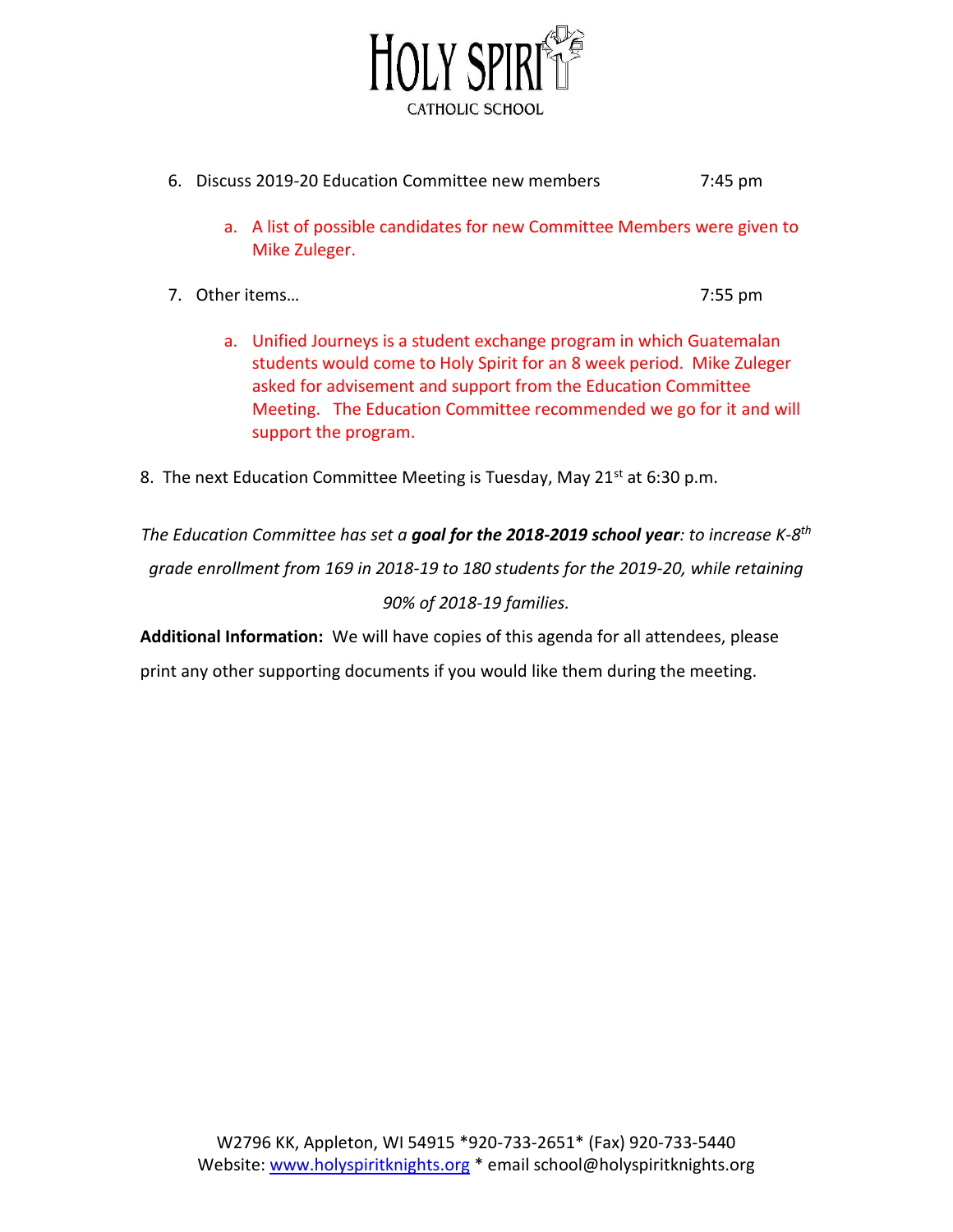6. Discuss 2019-20 Education Committee new members 7:45 pm

    a. A list of possible candidates for new Committee Members were given to Mike Zuleger.

7. Other items… 7:55 pm

    a. Unified Journeys is a student exchange program in which Guatemalan students would come to Holy Spirit for an 8 week period. Mike Zuleger asked for advisement and support from the Education Committee Meeting. The Education Committee recommended we go for it and will support the program.

8. The next Education Committee Meeting is Tuesday, May 21st at 6:30 p.m.

*The Education Committee has set a **goal for the 2018-2019 school year**: to increase K-8th grade enrollment from 169 in 2018-19 to 180 students for the 2019-20, while retaining 90% of 2018-19 families.*

**Additional Information:** We will have copies of this agenda for all attendees, please print any other supporting documents if you would like them during the meeting.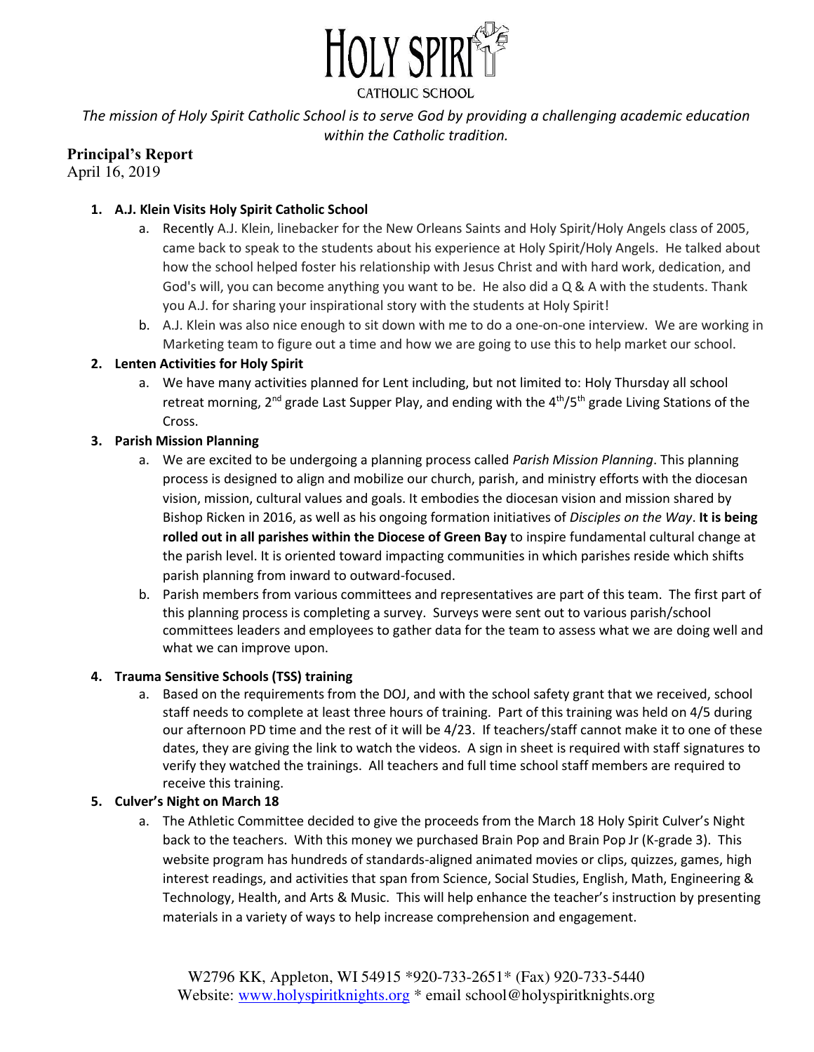# HOLY SPIRIT

CATHOLIC SCHOOL

*The mission of Holy Spirit Catholic School is to serve God by providing a challenging academic education within the Catholic tradition.*

**Principal's Report**
April 16, 2019

1. **A.J. Klein Visits Holy Spirit Catholic School**
   a. Recently A.J. Klein, linebacker for the New Orleans Saints and Holy Spirit/Holy Angels class of 2005, came back to speak to the students about his experience at Holy Spirit/Holy Angels. He talked about how the school helped foster his relationship with Jesus Christ and with hard work, dedication, and God's will, you can become anything you want to be. He also did a Q & A with the students. Thank you A.J. for sharing your inspirational story with the students at Holy Spirit!
   b. A.J. Klein was also nice enough to sit down with me to do a one-on-one interview. We are working in Marketing team to figure out a time and how we are going to use this to help market our school.
2. **Lenten Activities for Holy Spirit**
   a. We have many activities planned for Lent including, but not limited to: Holy Thursday all school retreat morning, 2nd grade Last Supper Play, and ending with the 4th/5th grade Living Stations of the Cross.
3. **Parish Mission Planning**
   a. We are excited to be undergoing a planning process called *Parish Mission Planning*. This planning process is designed to align and mobilize our church, parish, and ministry efforts with the diocesan vision, mission, cultural values and goals. It embodies the diocesan vision and mission shared by Bishop Ricken in 2016, as well as his ongoing formation initiatives of *Disciples on the Way*. **It is being rolled out in all parishes within the Diocese of Green Bay** to inspire fundamental cultural change at the parish level. It is oriented toward impacting communities in which parishes reside which shifts parish planning from inward to outward-focused.
   b. Parish members from various committees and representatives are part of this team. The first part of this planning process is completing a survey. Surveys were sent out to various parish/school committees leaders and employees to gather data for the team to assess what we are doing well and what we can improve upon.
4. **Trauma Sensitive Schools (TSS) training**
   a. Based on the requirements from the DOJ, and with the school safety grant that we received, school staff needs to complete at least three hours of training. Part of this training was held on 4/5 during our afternoon PD time and the rest of it will be 4/23. If teachers/staff cannot make it to one of these dates, they are giving the link to watch the videos. A sign in sheet is required with staff signatures to verify they watched the trainings. All teachers and full time school staff members are required to receive this training.
5. **Culver's Night on March 18**
   a. The Athletic Committee decided to give the proceeds from the March 18 Holy Spirit Culver's Night back to the teachers. With this money we purchased Brain Pop and Brain Pop Jr (K-grade 3). This website program has hundreds of standards-aligned animated movies or clips, quizzes, games, high interest readings, and activities that span from Science, Social Studies, English, Math, Engineering & Technology, Health, and Arts & Music. This will help enhance the teacher's instruction by presenting materials in a variety of ways to help increase comprehension and engagement.

W2796 KK, Appleton, WI 54915 *920-733-2651* (Fax) 920-733-5440
Website: www.holyspiritknights.org * email school@holyspiritknights.org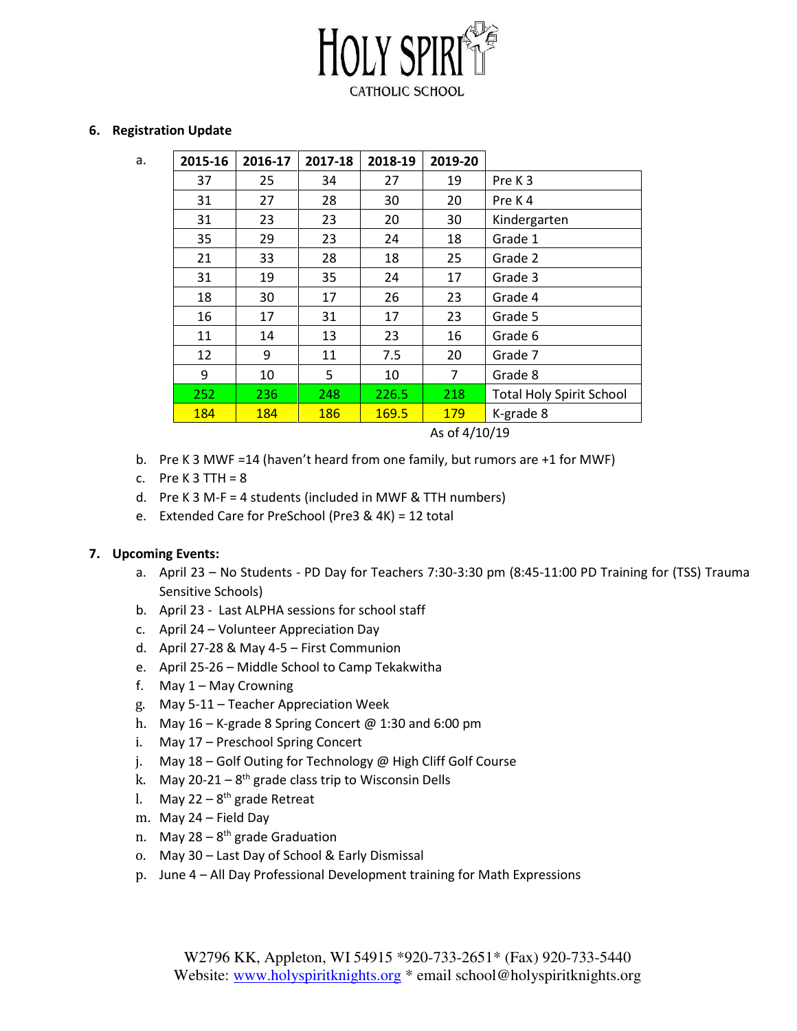# HOLY SPIRIT
CATHOLIC SCHOOL

**6. Registration Update**

a.

| 2015-16 | 2016-17 | 2017-18 | 2018-19 | 2019-20 | |
|---|---|---|---|---|---|
| 37 | 25 | 34 | 27 | 19 | Pre K 3 |
| 31 | 27 | 28 | 30 | 20 | Pre K 4 |
| 31 | 23 | 23 | 20 | 30 | Kindergarten |
| 35 | 29 | 23 | 24 | 18 | Grade 1 |
| 21 | 33 | 28 | 18 | 25 | Grade 2 |
| 31 | 19 | 35 | 24 | 17 | Grade 3 |
| 18 | 30 | 17 | 26 | 23 | Grade 4 |
| 16 | 17 | 31 | 17 | 23 | Grade 5 |
| 11 | 14 | 13 | 23 | 16 | Grade 6 |
| 12 | 9 | 11 | 7.5 | 20 | Grade 7 |
| 9 | 10 | 5 | 10 | 7 | Grade 8 |
| 252 | 236 | 248 | 226.5 | 218 | Total Holy Spirit School |
| 184 | 184 | 186 | 169.5 | 179 | K-grade 8 |

As of 4/10/19

b. Pre K 3 MWF =14 (haven't heard from one family, but rumors are +1 for MWF)
c. Pre K 3 TTH = 8
d. Pre K 3 M-F = 4 students (included in MWF & TTH numbers)
e. Extended Care for PreSchool (Pre3 & 4K) = 12 total

**7. Upcoming Events:**

a. April 23 – No Students - PD Day for Teachers 7:30-3:30 pm (8:45-11:00 PD Training for (TSS) Trauma Sensitive Schools)
b. April 23 - Last ALPHA sessions for school staff
c. April 24 – Volunteer Appreciation Day
d. April 27-28 & May 4-5 – First Communion
e. April 25-26 – Middle School to Camp Tekakwitha
f. May 1 – May Crowning
g. May 5-11 – Teacher Appreciation Week
h. May 16 – K-grade 8 Spring Concert @ 1:30 and 6:00 pm
i. May 17 – Preschool Spring Concert
j. May 18 – Golf Outing for Technology @ High Cliff Golf Course
k. May 20-21 – 8th grade class trip to Wisconsin Dells
l. May 22 – 8th grade Retreat
m. May 24 – Field Day
n. May 28 – 8th grade Graduation
o. May 30 – Last Day of School & Early Dismissal
p. June 4 – All Day Professional Development training for Math Expressions

W2796 KK, Appleton, WI 54915 *920-733-2651* (Fax) 920-733-5440
Website: www.holyspiritknights.org * email school@holyspiritknights.org